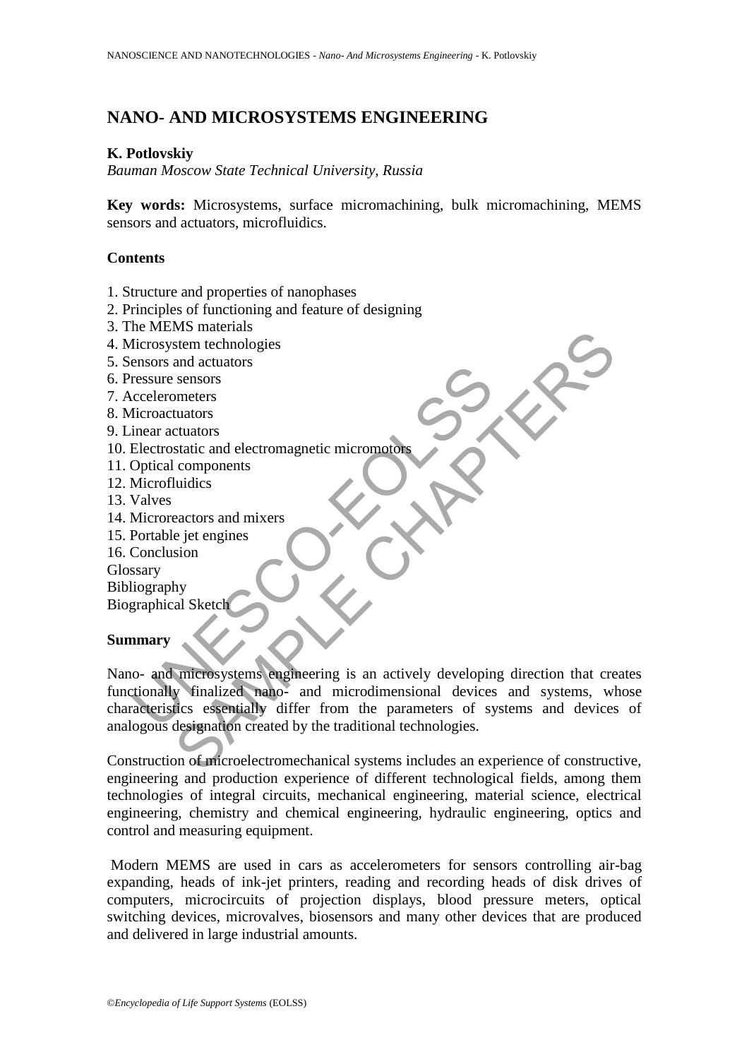# NANO- AND MICROSYSTEMS ENGINEERING

**K. Potlovskiy**

*Bauman Moscow State Technical University, Russia*

**Key words:** Microsystems, surface micromachining, bulk micromachining, MEMS sensors and actuators, microfluidics.

## Contents

1. Structure and properties of nanophases
2. Principles of functioning and feature of designing
3. The MEMS materials
4. Microsystem technologies
5. Sensors and actuators
6. Pressure sensors
7. Accelerometers
8. Microactuators
9. Linear actuators
10. Electrostatic and electromagnetic micromotors
11. Optical components
12. Microfluidics
13. Valves
14. Microreactors and mixers
15. Portable jet engines
16. Conclusion

Glossary
Bibliography
Biographical Sketch

## Summary

Nano- and microsystems engineering is an actively developing direction that creates functionally finalized nano- and microdimensional devices and systems, whose characteristics essentially differ from the parameters of systems and devices of analogous designation created by the traditional technologies.

Construction of microelectromechanical systems includes an experience of constructive, engineering and production experience of different technological fields, among them technologies of integral circuits, mechanical engineering, material science, electrical engineering, chemistry and chemical engineering, hydraulic engineering, optics and control and measuring equipment.

Modern MEMS are used in cars as accelerometers for sensors controlling air-bag expanding, heads of ink-jet printers, reading and recording heads of disk drives of computers, microcircuits of projection displays, blood pressure meters, optical switching devices, microvalves, biosensors and many other devices that are produced and delivered in large industrial amounts.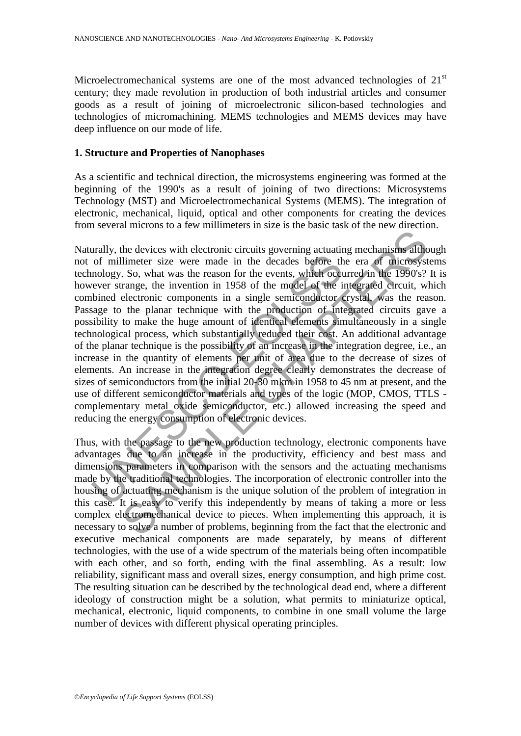Microelectromechanical systems are one of the most advanced technologies of 21[st] century; they made revolution in production of both industrial articles and consumer goods as a result of joining of microelectronic silicon-based technologies and technologies of micromachining. MEMS technologies and MEMS devices may have deep influence on our mode of life.

## 1. Structure and Properties of Nanophases

As a scientific and technical direction, the microsystems engineering was formed at the beginning of the 1990's as a result of joining of two directions: Microsystems Technology (MST) and Microelectromechanical Systems (MEMS). The integration of electronic, mechanical, liquid, optical and other components for creating the devices from several microns to a few millimeters in size is the basic task of the new direction.

Naturally, the devices with electronic circuits governing actuating mechanisms although not of millimeter size were made in the decades before the era of microsystems technology. So, what was the reason for the events, which occurred in the 1990's? It is however strange, the invention in 1958 of the model of the integrated circuit, which combined electronic components in a single semiconductor crystal, was the reason. Passage to the planar technique with the production of integrated circuits gave a possibility to make the huge amount of identical elements simultaneously in a single technological process, which substantially reduced their cost. An additional advantage of the planar technique is the possibility of an increase in the integration degree, i.e., an increase in the quantity of elements per unit of area due to the decrease of sizes of elements. An increase in the integration degree clearly demonstrates the decrease of sizes of semiconductors from the initial 20-30 mkm in 1958 to 45 nm at present, and the use of different semiconductor materials and types of the logic (MOP, CMOS, TTLS - complementary metal oxide semiconductor, etc.) allowed increasing the speed and reducing the energy consumption of electronic devices.

Thus, with the passage to the new production technology, electronic components have advantages due to an increase in the productivity, efficiency and best mass and dimensions parameters in comparison with the sensors and the actuating mechanisms made by the traditional technologies. The incorporation of electronic controller into the housing of actuating mechanism is the unique solution of the problem of integration in this case. It is easy to verify this independently by means of taking a more or less complex electromechanical device to pieces. When implementing this approach, it is necessary to solve a number of problems, beginning from the fact that the electronic and executive mechanical components are made separately, by means of different technologies, with the use of a wide spectrum of the materials being often incompatible with each other, and so forth, ending with the final assembling. As a result: low reliability, significant mass and overall sizes, energy consumption, and high prime cost. The resulting situation can be described by the technological dead end, where a different ideology of construction might be a solution, what permits to miniaturize optical, mechanical, electronic, liquid components, to combine in one small volume the large number of devices with different physical operating principles.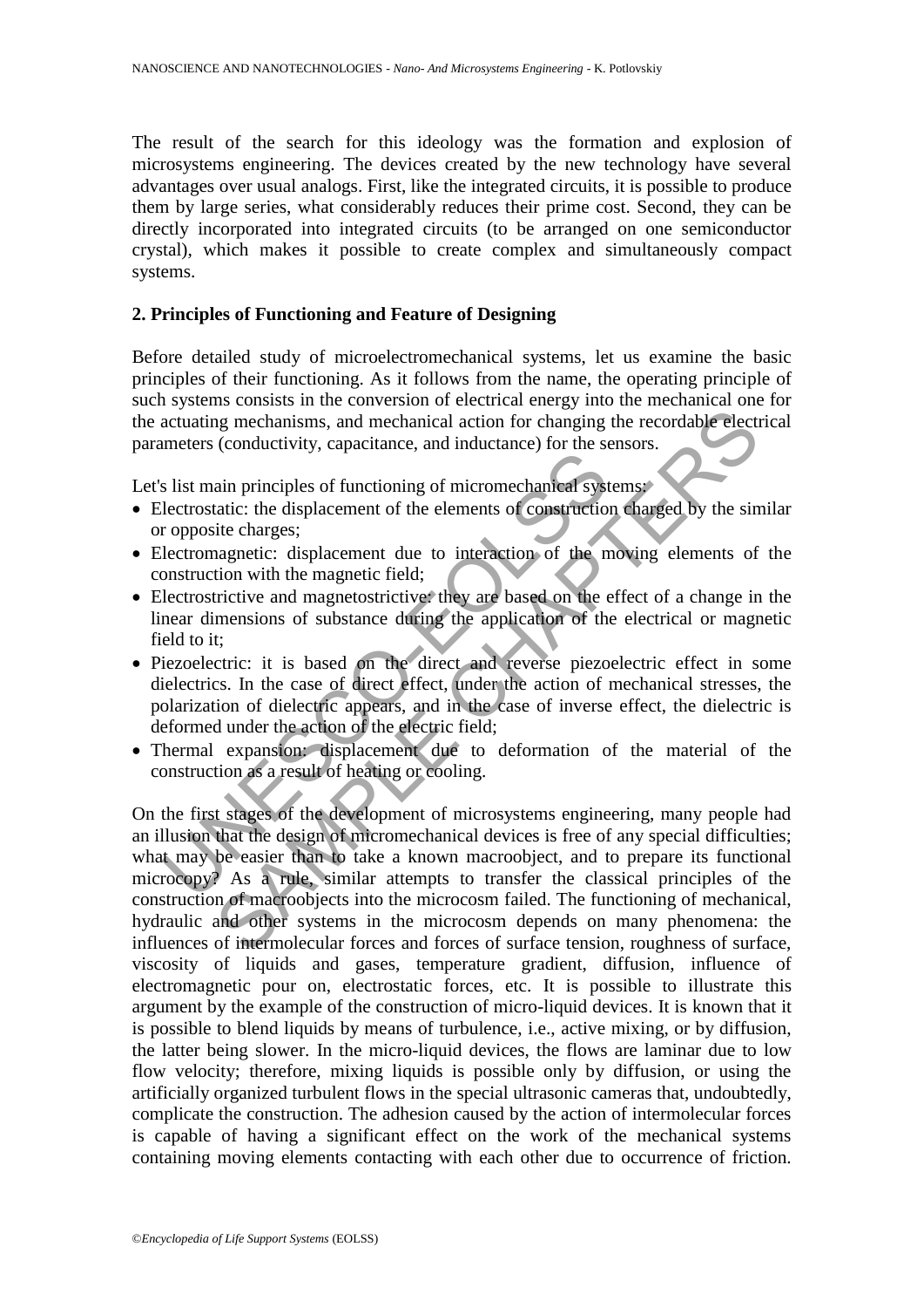The result of the search for this ideology was the formation and explosion of microsystems engineering. The devices created by the new technology have several advantages over usual analogs. First, like the integrated circuits, it is possible to produce them by large series, what considerably reduces their prime cost. Second, they can be directly incorporated into integrated circuits (to be arranged on one semiconductor crystal), which makes it possible to create complex and simultaneously compact systems.

## 2. Principles of Functioning and Feature of Designing

Before detailed study of microelectromechanical systems, let us examine the basic principles of their functioning. As it follows from the name, the operating principle of such systems consists in the conversion of electrical energy into the mechanical one for the actuating mechanisms, and mechanical action for changing the recordable electrical parameters (conductivity, capacitance, and inductance) for the sensors.

Let's list main principles of functioning of micromechanical systems:

- Electrostatic: the displacement of the elements of construction charged by the similar or opposite charges;
- Electromagnetic: displacement due to interaction of the moving elements of the construction with the magnetic field;
- Electrostrictive and magnetostrictive: they are based on the effect of a change in the linear dimensions of substance during the application of the electrical or magnetic field to it;
- Piezoelectric: it is based on the direct and reverse piezoelectric effect in some dielectrics. In the case of direct effect, under the action of mechanical stresses, the polarization of dielectric appears, and in the case of inverse effect, the dielectric is deformed under the action of the electric field;
- Thermal expansion: displacement due to deformation of the material of the construction as a result of heating or cooling.

On the first stages of the development of microsystems engineering, many people had an illusion that the design of micromechanical devices is free of any special difficulties; what may be easier than to take a known macroobject, and to prepare its functional microcopy? As a rule, similar attempts to transfer the classical principles of the construction of macroobjects into the microcosm failed. The functioning of mechanical, hydraulic and other systems in the microcosm depends on many phenomena: the influences of intermolecular forces and forces of surface tension, roughness of surface, viscosity of liquids and gases, temperature gradient, diffusion, influence of electromagnetic pour on, electrostatic forces, etc. It is possible to illustrate this argument by the example of the construction of micro-liquid devices. It is known that it is possible to blend liquids by means of turbulence, i.e., active mixing, or by diffusion, the latter being slower. In the micro-liquid devices, the flows are laminar due to low flow velocity; therefore, mixing liquids is possible only by diffusion, or using the artificially organized turbulent flows in the special ultrasonic cameras that, undoubtedly, complicate the construction. The adhesion caused by the action of intermolecular forces is capable of having a significant effect on the work of the mechanical systems containing moving elements contacting with each other due to occurrence of friction.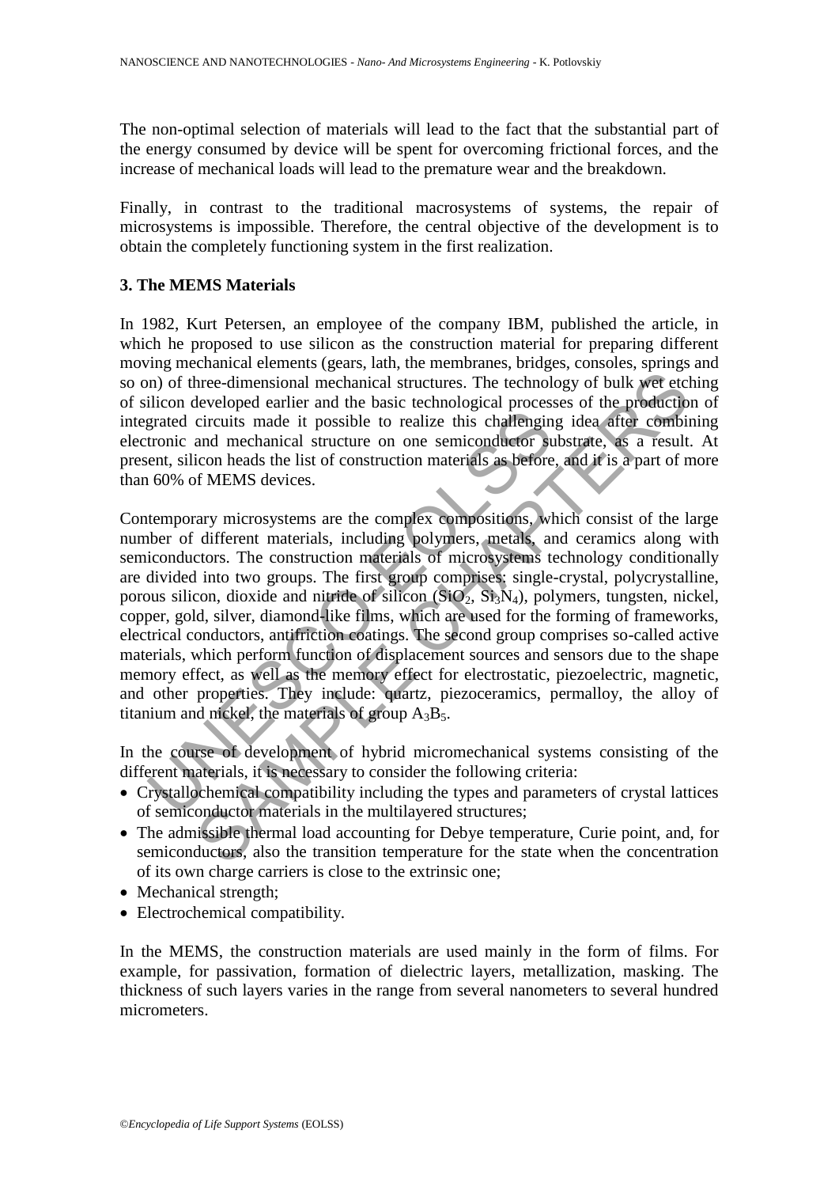The non-optimal selection of materials will lead to the fact that the substantial part of the energy consumed by device will be spent for overcoming frictional forces, and the increase of mechanical loads will lead to the premature wear and the breakdown.

Finally, in contrast to the traditional macrosystems of systems, the repair of microsystems is impossible. Therefore, the central objective of the development is to obtain the completely functioning system in the first realization.

## 3. The MEMS Materials

In 1982, Kurt Petersen, an employee of the company IBM, published the article, in which he proposed to use silicon as the construction material for preparing different moving mechanical elements (gears, lath, the membranes, bridges, consoles, springs and so on) of three-dimensional mechanical structures. The technology of bulk wet etching of silicon developed earlier and the basic technological processes of the production of integrated circuits made it possible to realize this challenging idea after combining electronic and mechanical structure on one semiconductor substrate, as a result. At present, silicon heads the list of construction materials as before, and it is a part of more than 60% of MEMS devices.

Contemporary microsystems are the complex compositions, which consist of the large number of different materials, including polymers, metals, and ceramics along with semiconductors. The construction materials of microsystems technology conditionally are divided into two groups. The first group comprises: single-crystal, polycrystalline, porous silicon, dioxide and nitride of silicon ($SiO_2$, $Si_3N_4$), polymers, tungsten, nickel, copper, gold, silver, diamond-like films, which are used for the forming of frameworks, electrical conductors, antifriction coatings. The second group comprises so-called active materials, which perform function of displacement sources and sensors due to the shape memory effect, as well as the memory effect for electrostatic, piezoelectric, magnetic, and other properties. They include: quartz, piezoceramics, permalloy, the alloy of titanium and nickel, the materials of group $A_3B_5$.

In the course of development of hybrid micromechanical systems consisting of the different materials, it is necessary to consider the following criteria:

- Crystallochemical compatibility including the types and parameters of crystal lattices of semiconductor materials in the multilayered structures;
- The admissible thermal load accounting for Debye temperature, Curie point, and, for semiconductors, also the transition temperature for the state when the concentration of its own charge carriers is close to the extrinsic one;
- Mechanical strength;
- Electrochemical compatibility.

In the MEMS, the construction materials are used mainly in the form of films. For example, for passivation, formation of dielectric layers, metallization, masking. The thickness of such layers varies in the range from several nanometers to several hundred micrometers.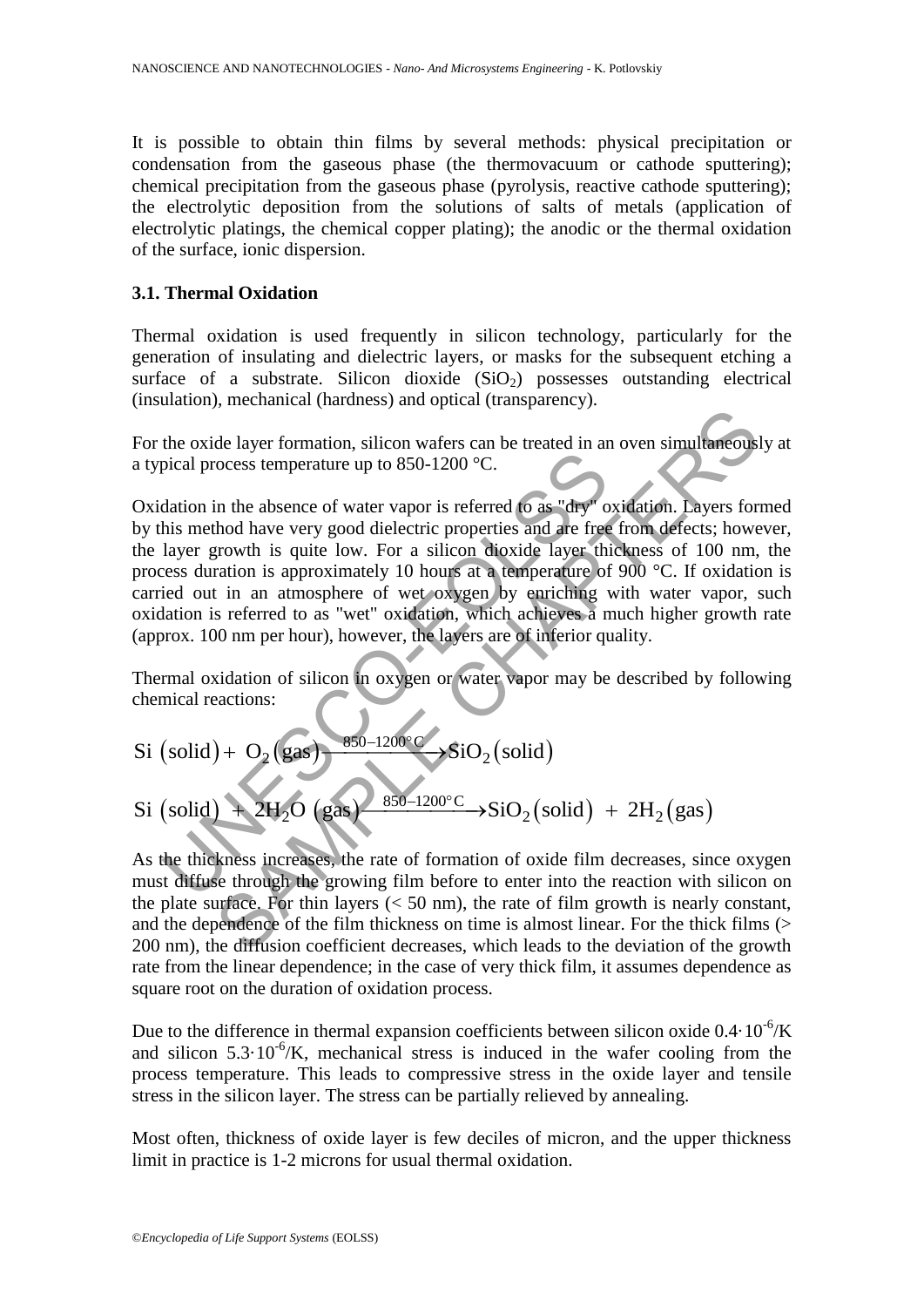It is possible to obtain thin films by several methods: physical precipitation or condensation from the gaseous phase (the thermovacuum or cathode sputtering); chemical precipitation from the gaseous phase (pyrolysis, reactive cathode sputtering); the electrolytic deposition from the solutions of salts of metals (application of electrolytic platings, the chemical copper plating); the anodic or the thermal oxidation of the surface, ionic dispersion.

### 3.1. Thermal Oxidation

Thermal oxidation is used frequently in silicon technology, particularly for the generation of insulating and dielectric layers, or masks for the subsequent etching a surface of a substrate. Silicon dioxide ($SiO_2$) possesses outstanding electrical (insulation), mechanical (hardness) and optical (transparency).

For the oxide layer formation, silicon wafers can be treated in an oven simultaneously at a typical process temperature up to 850-1200 °C.

Oxidation in the absence of water vapor is referred to as "dry" oxidation. Layers formed by this method have very good dielectric properties and are free from defects; however, the layer growth is quite low. For a silicon dioxide layer thickness of 100 nm, the process duration is approximately 10 hours at a temperature of 900 °C. If oxidation is carried out in an atmosphere of wet oxygen by enriching with water vapor, such oxidation is referred to as "wet" oxidation, which achieves a much higher growth rate (approx. 100 nm per hour), however, the layers are of inferior quality.

Thermal oxidation of silicon in oxygen or water vapor may be described by following chemical reactions:

$$\text{Si (solid)} + \text{O}_2\text{(gas)} \xrightarrow{850-1200^\circ\text{C}} \text{SiO}_2\text{(solid)}$$

$$\text{Si (solid)} + 2\text{H}_2\text{O (gas)} \xrightarrow{850-1200^\circ\text{C}} \text{SiO}_2\text{(solid)} + 2\text{H}_2\text{(gas)}$$

As the thickness increases, the rate of formation of oxide film decreases, since oxygen must diffuse through the growing film before to enter into the reaction with silicon on the plate surface. For thin layers (< 50 nm), the rate of film growth is nearly constant, and the dependence of the film thickness on time is almost linear. For the thick films (> 200 nm), the diffusion coefficient decreases, which leads to the deviation of the growth rate from the linear dependence; in the case of very thick film, it assumes dependence as square root on the duration of oxidation process.

Due to the difference in thermal expansion coefficients between silicon oxide $0.4 \cdot 10^{-6}$/K and silicon $5.3 \cdot 10^{-6}$/K, mechanical stress is induced in the wafer cooling from the process temperature. This leads to compressive stress in the oxide layer and tensile stress in the silicon layer. The stress can be partially relieved by annealing.

Most often, thickness of oxide layer is few deciles of micron, and the upper thickness limit in practice is 1-2 microns for usual thermal oxidation.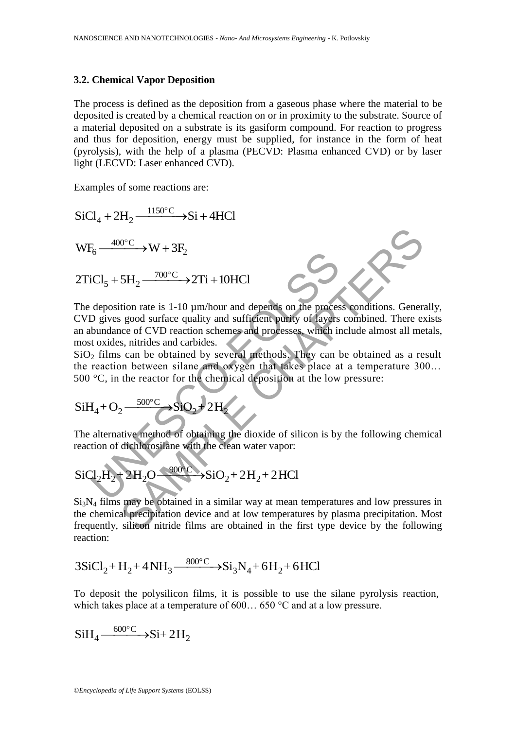### 3.2. Chemical Vapor Deposition

The process is defined as the deposition from a gaseous phase where the material to be deposited is created by a chemical reaction on or in proximity to the substrate. Source of a material deposited on a substrate is its gasiform compound. For reaction to progress and thus for deposition, energy must be supplied, for instance in the form of heat (pyrolysis), with the help of a plasma (PECVD: Plasma enhanced CVD) or by laser light (LECVD: Laser enhanced CVD).

Examples of some reactions are:

$$SiCl_4 + 2H_2 \xrightarrow{1150°C} Si + 4HCl$$

$$WF_6 \xrightarrow{400°C} W + 3F_2$$

$$2TiCl_5 + 5H_2 \xrightarrow{700°C} 2Ti + 10HCl$$

The deposition rate is 1-10 µm/hour and depends on the process conditions. Generally, CVD gives good surface quality and sufficient purity of layers combined. There exists an abundance of CVD reaction schemes and processes, which include almost all metals, most oxides, nitrides and carbides.

$SiO_2$ films can be obtained by several methods. They can be obtained as a result the reaction between silane and oxygen that takes place at a temperature 300… 500 °C, in the reactor for the chemical deposition at the low pressure:

$$SiH_4 + O_2 \xrightarrow{500°C} SiO_2 + 2H_2$$

The alternative method of obtaining the dioxide of silicon is by the following chemical reaction of dichlorosilane with the clean water vapor:

$$SiCl_2H_2 + 2H_2O \xrightarrow{900°C} SiO_2 + 2H_2 + 2HCl$$

$Si_3N_4$ films may be obtained in a similar way at mean temperatures and low pressures in the chemical precipitation device and at low temperatures by plasma precipitation. Most frequently, silicon nitride films are obtained in the first type device by the following reaction:

$$3SiCl_2 + H_2 + 4NH_3 \xrightarrow{800°C} Si_3N_4 + 6H_2 + 6HCl$$

To deposit the polysilicon films, it is possible to use the silane pyrolysis reaction, which takes place at a temperature of 600… 650 °C and at a low pressure.

$$SiH_4 \xrightarrow{600°C} Si + 2H_2$$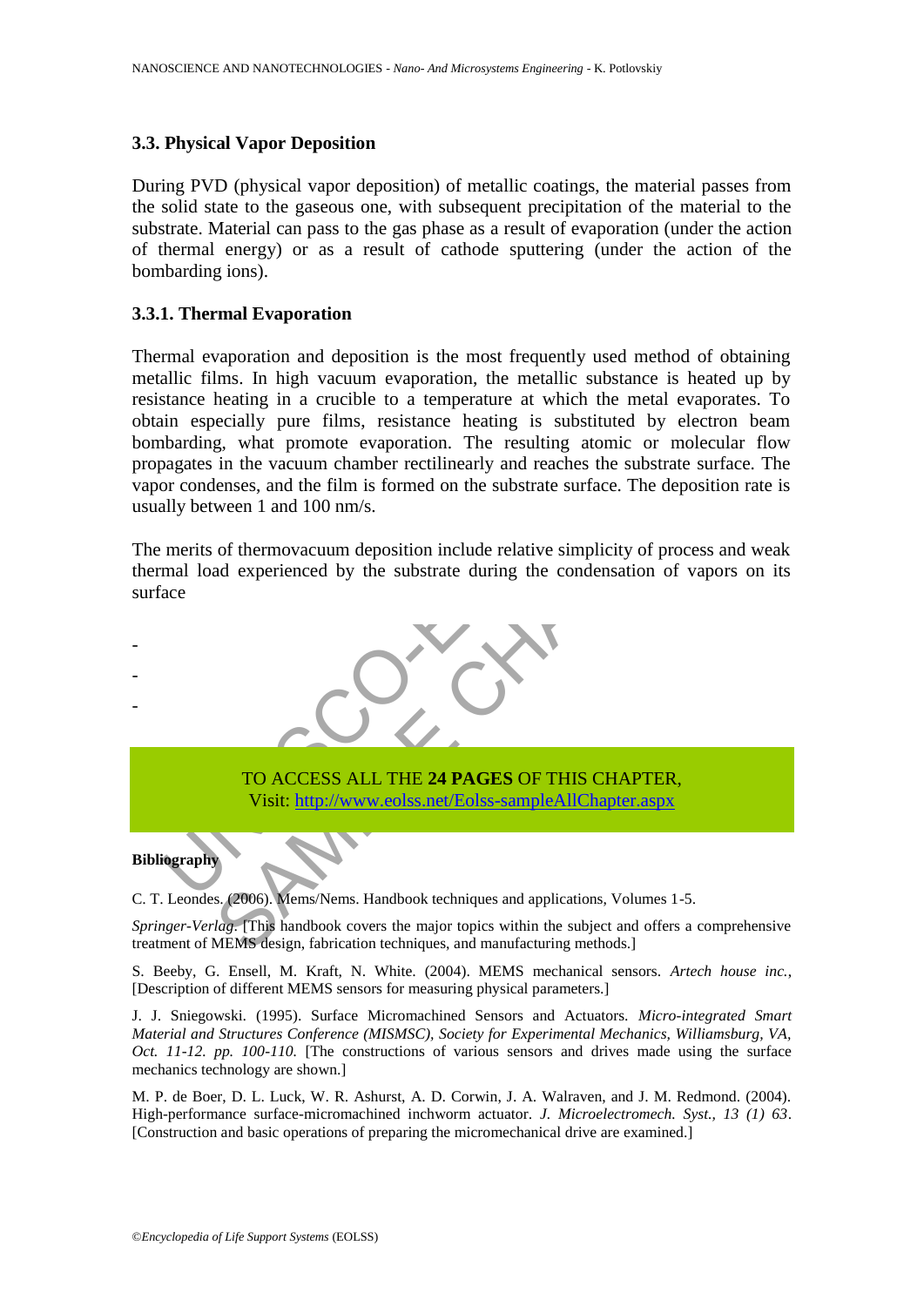### 3.3. Physical Vapor Deposition

During PVD (physical vapor deposition) of metallic coatings, the material passes from the solid state to the gaseous one, with subsequent precipitation of the material to the substrate. Material can pass to the gas phase as a result of evaporation (under the action of thermal energy) or as a result of cathode sputtering (under the action of the bombarding ions).

#### 3.3.1. Thermal Evaporation

Thermal evaporation and deposition is the most frequently used method of obtaining metallic films. In high vacuum evaporation, the metallic substance is heated up by resistance heating in a crucible to a temperature at which the metal evaporates. To obtain especially pure films, resistance heating is substituted by electron beam bombarding, what promote evaporation. The resulting atomic or molecular flow propagates in the vacuum chamber rectilinearly and reaches the substrate surface. The vapor condenses, and the film is formed on the substrate surface. The deposition rate is usually between 1 and 100 nm/s.

The merits of thermovacuum deposition include relative simplicity of process and weak thermal load experienced by the substrate during the condensation of vapors on its surface

-
-
-

TO ACCESS ALL THE **24 PAGES** OF THIS CHAPTER,
Visit: http://www.eolss.net/Eolss-sampleAllChapter.aspx

**Bibliography**

C. T. Leondes. (2006). Mems/Nems. Handbook techniques and applications, Volumes 1-5.

*Springer-Verlag*. [This handbook covers the major topics within the subject and offers a comprehensive treatment of MEMS design, fabrication techniques, and manufacturing methods.]

S. Beeby, G. Ensell, M. Kraft, N. White. (2004). MEMS mechanical sensors. *Artech house inc.*, [Description of different MEMS sensors for measuring physical parameters.]

J. J. Sniegowski. (1995). Surface Micromachined Sensors and Actuators. *Micro-integrated Smart Material and Structures Conference (MISMSC), Society for Experimental Mechanics, Williamsburg, VA, Oct. 11-12. pp. 100-110.* [The constructions of various sensors and drives made using the surface mechanics technology are shown.]

M. P. de Boer, D. L. Luck, W. R. Ashurst, A. D. Corwin, J. A. Walraven, and J. M. Redmond. (2004). High-performance surface-micromachined inchworm actuator. *J. Microelectromech. Syst., 13 (1) 63*. [Construction and basic operations of preparing the micromechanical drive are examined.]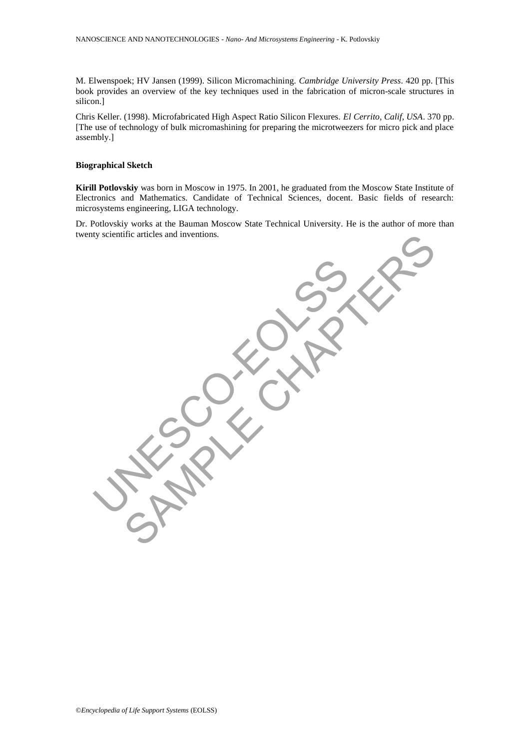M. Elwenspoek; HV Jansen (1999). Silicon Micromachining. *Cambridge University Press*. 420 pp. [This book provides an overview of the key techniques used in the fabrication of micron-scale structures in silicon.]

Chris Keller. (1998). Microfabricated High Aspect Ratio Silicon Flexures. *El Cerrito, Calif, USA*. 370 pp. [The use of technology of bulk micromashining for preparing the microtweezers for micro pick and place assembly.]

**Biographical Sketch**

**Kirill Potlovskiy** was born in Moscow in 1975. In 2001, he graduated from the Moscow State Institute of Electronics and Mathematics. Candidate of Technical Sciences, docent. Basic fields of research: microsystems engineering, LIGA technology.

Dr. Potlovskiy works at the Bauman Moscow State Technical University. He is the author of more than twenty scientific articles and inventions.